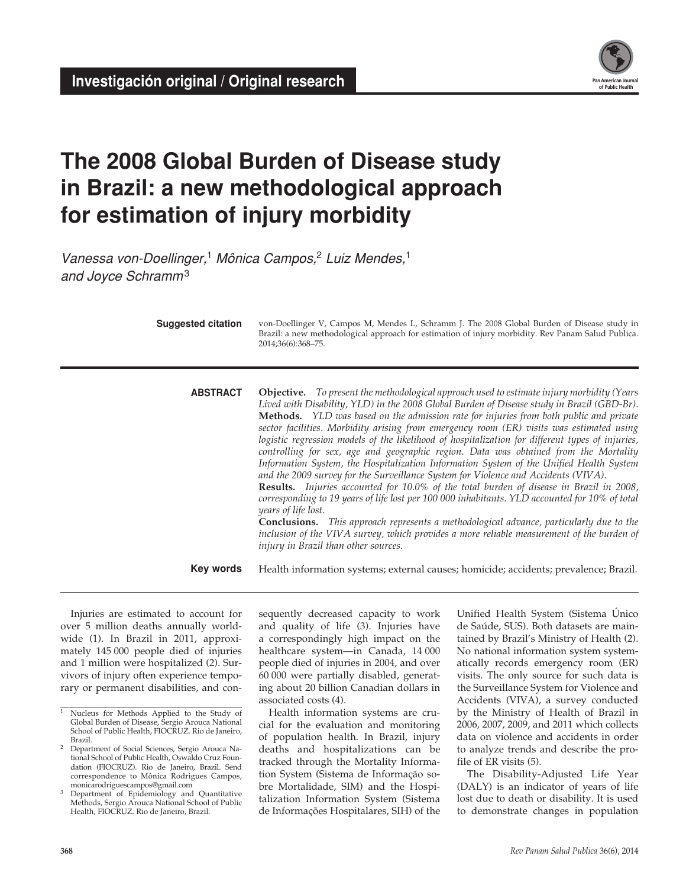**Investigación original / Original research**

# The 2008 Global Burden of Disease study in Brazil: a new methodological approach for estimation of injury morbidity

*Vanessa von-Doellinger,*[1] *Mônica Campos,*[2] *Luiz Mendes,*[1] *and Joyce Schramm*[3]

**Suggested citation** von-Doellinger V, Campos M, Mendes L, Schramm J. The 2008 Global Burden of Disease study in Brazil: a new methodological approach for estimation of injury morbidity. Rev Panam Salud Publica. 2014;36(6):368–75.

**ABSTRACT**

**Objective.** *To present the methodological approach used to estimate injury morbidity (Years Lived with Disability, YLD) in the 2008 Global Burden of Disease study in Brazil (GBD-Br).*

**Methods.** *YLD was based on the admission rate for injuries from both public and private sector facilities. Morbidity arising from emergency room (ER) visits was estimated using logistic regression models of the likelihood of hospitalization for different types of injuries, controlling for sex, age and geographic region. Data was obtained from the Mortality Information System, the Hospitalization Information System of the Unified Health System and the 2009 survey for the Surveillance System for Violence and Accidents (VIVA).*

**Results.** *Injuries accounted for 10.0% of the total burden of disease in Brazil in 2008, corresponding to 19 years of life lost per 100 000 inhabitants. YLD accounted for 10% of total years of life lost.*

**Conclusions.** *This approach represents a methodological advance, particularly due to the inclusion of the VIVA survey, which provides a more reliable measurement of the burden of injury in Brazil than other sources.*

**Key words** Health information systems; external causes; homicide; accidents; prevalence; Brazil.

Injuries are estimated to account for over 5 million deaths annually worldwide (1). In Brazil in 2011, approximately 145 000 people died of injuries and 1 million were hospitalized (2). Survivors of injury often experience temporary or permanent disabilities, and consequently decreased capacity to work and quality of life (3). Injuries have a correspondingly high impact on the healthcare system—in Canada, 14 000 people died of injuries in 2004, and over 60 000 were partially disabled, generating about 20 billion Canadian dollars in associated costs (4).

Health information systems are crucial for the evaluation and monitoring of population health. In Brazil, injury deaths and hospitalizations can be tracked through the Mortality Information System (Sistema de Informação sobre Mortalidade, SIM) and the Hospitalization Information System (Sistema de Informações Hospitalares, SIH) of the Unified Health System (Sistema Único de Saúde, SUS). Both datasets are maintained by Brazil's Ministry of Health (2). No national information system systematically records emergency room (ER) visits. The only source for such data is the Surveillance System for Violence and Accidents (VIVA), a survey conducted by the Ministry of Health of Brazil in 2006, 2007, 2009, and 2011 which collects data on violence and accidents in order to analyze trends and describe the profile of ER visits (5).

The Disability-Adjusted Life Year (DALY) is an indicator of years of life lost due to death or disability. It is used to demonstrate changes in population

---

[1] Nucleus for Methods Applied to the Study of Global Burden of Disease, Sergio Arouca National School of Public Health, FIOCRUZ. Rio de Janeiro, Brazil.

[2] Department of Social Sciences, Sergio Arouca National School of Public Health, Oswaldo Cruz Foundation (FIOCRUZ). Rio de Janeiro, Brazil. Send correspondence to Mônica Rodrigues Campos, monicarodriguescampos@gmail.com

[3] Department of Epidemiology and Quantitative Methods, Sergio Arouca National School of Public Health, FIOCRUZ. Rio de Janeiro, Brazil.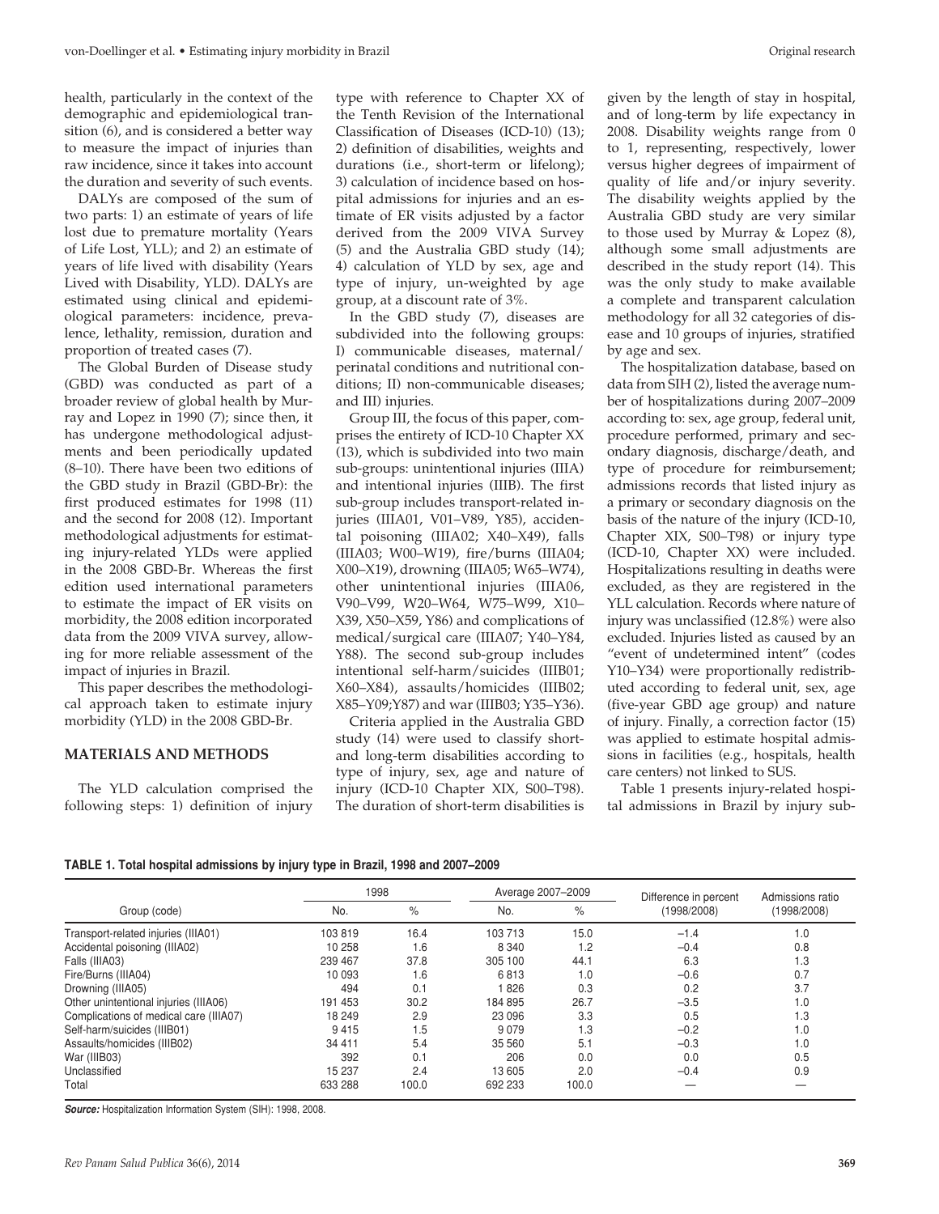health, particularly in the context of the demographic and epidemiological transition (6), and is considered a better way to measure the impact of injuries than raw incidence, since it takes into account the duration and severity of such events.

DALYs are composed of the sum of two parts: 1) an estimate of years of life lost due to premature mortality (Years of Life Lost, YLL); and 2) an estimate of years of life lived with disability (Years Lived with Disability, YLD). DALYs are estimated using clinical and epidemiological parameters: incidence, prevalence, lethality, remission, duration and proportion of treated cases (7).

The Global Burden of Disease study (GBD) was conducted as part of a broader review of global health by Murray and Lopez in 1990 (7); since then, it has undergone methodological adjustments and been periodically updated (8–10). There have been two editions of the GBD study in Brazil (GBD-Br): the first produced estimates for 1998 (11) and the second for 2008 (12). Important methodological adjustments for estimating injury-related YLDs were applied in the 2008 GBD-Br. Whereas the first edition used international parameters to estimate the impact of ER visits on morbidity, the 2008 edition incorporated data from the 2009 VIVA survey, allowing for more reliable assessment of the impact of injuries in Brazil.

This paper describes the methodological approach taken to estimate injury morbidity (YLD) in the 2008 GBD-Br.

## MATERIALS AND METHODS

The YLD calculation comprised the following steps: 1) definition of injury type with reference to Chapter XX of the Tenth Revision of the International Classification of Diseases (ICD-10) (13); 2) definition of disabilities, weights and durations (i.e., short-term or lifelong); 3) calculation of incidence based on hospital admissions for injuries and an estimate of ER visits adjusted by a factor derived from the 2009 VIVA Survey (5) and the Australia GBD study (14); 4) calculation of YLD by sex, age and type of injury, un-weighted by age group, at a discount rate of 3%.

In the GBD study (7), diseases are subdivided into the following groups: I) communicable diseases, maternal/perinatal conditions and nutritional conditions; II) non-communicable diseases; and III) injuries.

Group III, the focus of this paper, comprises the entirety of ICD-10 Chapter XX (13), which is subdivided into two main sub-groups: unintentional injuries (IIIA) and intentional injuries (IIIB). The first sub-group includes transport-related injuries (IIIA01, V01–V89, Y85), accidental poisoning (IIIA02; X40–X49), falls (IIIA03; W00–W19), fire/burns (IIIA04; X00–X19), drowning (IIIA05; W65–W74), other unintentional injuries (IIIA06, V90–V99, W20–W64, W75–W99, X10–X39, X50–X59, Y86) and complications of medical/surgical care (IIIA07; Y40–Y84, Y88). The second sub-group includes intentional self-harm/suicides (IIIB01; X60–X84), assaults/homicides (IIIB02; X85–Y09;Y87) and war (IIIB03; Y35–Y36).

Criteria applied in the Australia GBD study (14) were used to classify short- and long-term disabilities according to type of injury, sex, age and nature of injury (ICD-10 Chapter XIX, S00–T98). The duration of short-term disabilities is given by the length of stay in hospital, and of long-term by life expectancy in 2008. Disability weights range from 0 to 1, representing, respectively, lower versus higher degrees of impairment of quality of life and/or injury severity. The disability weights applied by the Australia GBD study are very similar to those used by Murray & Lopez (8), although some small adjustments are described in the study report (14). This was the only study to make available a complete and transparent calculation methodology for all 32 categories of disease and 10 groups of injuries, stratified by age and sex.

The hospitalization database, based on data from SIH (2), listed the average number of hospitalizations during 2007–2009 according to: sex, age group, federal unit, procedure performed, primary and secondary diagnosis, discharge/death, and type of procedure for reimbursement; admissions records that listed injury as a primary or secondary diagnosis on the basis of the nature of the injury (ICD-10, Chapter XIX, S00–T98) or injury type (ICD-10, Chapter XX) were included. Hospitalizations resulting in deaths were excluded, as they are registered in the YLL calculation. Records where nature of injury was unclassified (12.8%) were also excluded. Injuries listed as caused by an "event of undetermined intent" (codes Y10–Y34) were proportionally redistributed according to federal unit, sex, age (five-year GBD age group) and nature of injury. Finally, a correction factor (15) was applied to estimate hospital admissions in facilities (e.g., hospitals, health care centers) not linked to SUS.

Table 1 presents injury-related hospital admissions in Brazil by injury sub-

**TABLE 1. Total hospital admissions by injury type in Brazil, 1998 and 2007–2009**

| Group (code) | 1998 | | Average 2007–2009 | | Difference in percent (1998/2008) | Admissions ratio (1998/2008) |
|---|---|---|---|---|---|---|
| | No. | % | No. | % | | |
| Transport-related injuries (IIIA01) | 103 819 | 16.4 | 103 713 | 15.0 | −1.4 | 1.0 |
| Accidental poisoning (IIIA02) | 10 258 | 1.6 | 8 340 | 1.2 | −0.4 | 0.8 |
| Falls (IIIA03) | 239 467 | 37.8 | 305 100 | 44.1 | 6.3 | 1.3 |
| Fire/Burns (IIIA04) | 10 093 | 1.6 | 6 813 | 1.0 | −0.6 | 0.7 |
| Drowning (IIIA05) | 494 | 0.1 | 1 826 | 0.3 | 0.2 | 3.7 |
| Other unintentional injuries (IIIA06) | 191 453 | 30.2 | 184 895 | 26.7 | −3.5 | 1.0 |
| Complications of medical care (IIIA07) | 18 249 | 2.9 | 23 096 | 3.3 | 0.5 | 1.3 |
| Self-harm/suicides (IIIB01) | 9 415 | 1.5 | 9 079 | 1.3 | −0.2 | 1.0 |
| Assaults/homicides (IIIB02) | 34 411 | 5.4 | 35 560 | 5.1 | −0.3 | 1.0 |
| War (IIIB03) | 392 | 0.1 | 206 | 0.0 | 0.0 | 0.5 |
| Unclassified | 15 237 | 2.4 | 13 605 | 2.0 | −0.4 | 0.9 |
| Total | 633 288 | 100.0 | 692 233 | 100.0 | — | — |

***Source:*** Hospitalization Information System (SIH): 1998, 2008.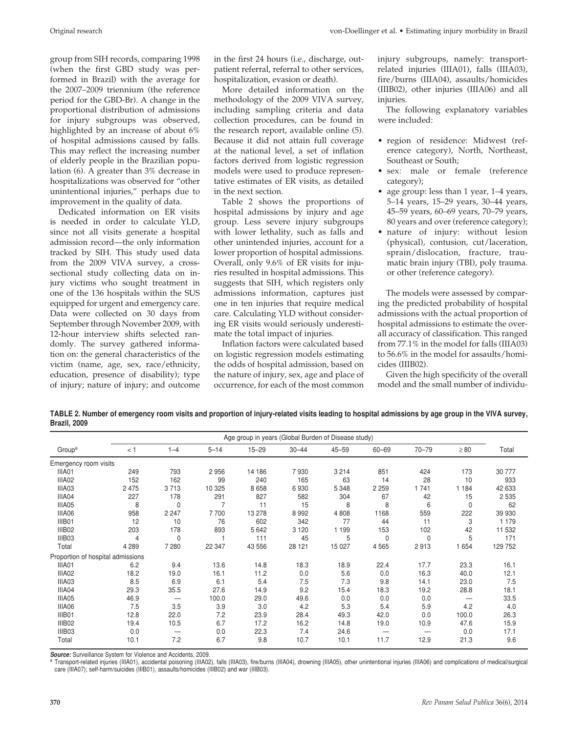group from SIH records, comparing 1998 (when the first GBD study was performed in Brazil) with the average for the 2007–2009 triennium (the reference period for the GBD-Br). A change in the proportional distribution of admissions for injury subgroups was observed, highlighted by an increase of about 6% of hospital admissions caused by falls. This may reflect the increasing number of elderly people in the Brazilian population (6). A greater than 3% decrease in hospitalizations was observed for "other unintentional injuries," perhaps due to improvement in the quality of data.

Dedicated information on ER visits is needed in order to calculate YLD, since not all visits generate a hospital admission record—the only information tracked by SIH. This study used data from the 2009 VIVA survey, a cross-sectional study collecting data on injury victims who sought treatment in one of the 136 hospitals within the SUS equipped for urgent and emergency care. Data were collected on 30 days from September through November 2009, with 12-hour interview shifts selected randomly. The survey gathered information on: the general characteristics of the victim (name, age, sex, race/ethnicity, education, presence of disability); type of injury; nature of injury; and outcome in the first 24 hours (i.e., discharge, outpatient referral, referral to other services, hospitalization, evasion or death).

More detailed information on the methodology of the 2009 VIVA survey, including sampling criteria and data collection procedures, can be found in the research report, available online (5). Because it did not attain full coverage at the national level, a set of inflation factors derived from logistic regression models were used to produce representative estimates of ER visits, as detailed in the next section.

Table 2 shows the proportions of hospital admissions by injury and age group. Less severe injury subgroups with lower lethality, such as falls and other unintended injuries, account for a lower proportion of hospital admissions. Overall, only 9.6% of ER visits for injuries resulted in hospital admissions. This suggests that SIH, which registers only admissions information, captures just one in ten injuries that require medical care. Calculating YLD without considering ER visits would seriously underestimate the total impact of injuries.

Inflation factors were calculated based on logistic regression models estimating the odds of hospital admission, based on the nature of injury, sex, age and place of occurrence, for each of the most common injury subgroups, namely: transport-related injuries (IIIA01), falls (IIIA03), fire/burns (IIIA04), assaults/homicides (IIIB02), other injuries (IIIA06) and all injuries.

The following explanatory variables were included:

- region of residence: Midwest (reference category), North, Northeast, Southeast or South;
- sex: male or female (reference category);
- age group: less than 1 year, 1–4 years, 5–14 years, 15–29 years, 30–44 years, 45–59 years, 60–69 years, 70–79 years, 80 years and over (reference category);
- nature of injury: without lesion (physical), contusion, cut/laceration, sprain/dislocation, fracture, traumatic brain injury (TBI), poly trauma. or other (reference category).

The models were assessed by comparing the predicted probability of hospital admissions with the actual proportion of hospital admissions to estimate the overall accuracy of classification. This ranged from 77.1% in the model for falls (IIIA03) to 56.6% in the model for assaults/homicides (IIIB02).

Given the high specificity of the overall model and the small number of individu-

**TABLE 2. Number of emergency room visits and proportion of injury-related visits leading to hospital admissions by age group in the VIVA survey, Brazil, 2009**

| Group[a] | Age group in years (Global Burden of Disease study) | | | | | | | | | Total |
|---|---|---|---|---|---|---|---|---|---|---|
| | < 1 | 1–4 | 5–14 | 15–29 | 30–44 | 45–59 | 60–69 | 70–79 | ≥ 80 | |
| Emergency room visits | | | | | | | | | | |
| IIIA01 | 249 | 793 | 2 956 | 14 186 | 7 930 | 3 214 | 851 | 424 | 173 | 30 777 |
| IIIA02 | 152 | 162 | 99 | 240 | 165 | 63 | 14 | 28 | 10 | 933 |
| IIIA03 | 2 475 | 3 713 | 10 325 | 8 658 | 6 930 | 5 348 | 2 259 | 1 741 | 1 184 | 42 633 |
| IIIA04 | 227 | 178 | 291 | 827 | 582 | 304 | 67 | 42 | 15 | 2 535 |
| IIIA05 | 8 | 0 | 7 | 11 | 15 | 8 | 8 | 6 | 0 | 62 |
| IIIA06 | 958 | 2 247 | 7 700 | 13 278 | 8 992 | 4 808 | 1168 | 559 | 222 | 39 930 |
| IIIB01 | 12 | 10 | 76 | 602 | 342 | 77 | 44 | 11 | 3 | 1 179 |
| IIIB02 | 203 | 178 | 893 | 5 642 | 3 120 | 1 199 | 153 | 102 | 42 | 11 532 |
| IIIB03 | 4 | 0 | 1 | 111 | 45 | 5 | 0 | 0 | 5 | 171 |
| Total | 4 289 | 7 280 | 22 347 | 43 556 | 28 121 | 15 027 | 4 565 | 2 913 | 1 654 | 129 752 |
| Proportion of hospital admissions | | | | | | | | | | |
| IIIA01 | 6.2 | 9.4 | 13.6 | 14.8 | 18.3 | 18.9 | 22.4 | 17.7 | 23.3 | 16.1 |
| IIIA02 | 18.2 | 19.0 | 16.1 | 11.2 | 0.0 | 5.6 | 0.0 | 16.3 | 40.0 | 12.1 |
| IIIA03 | 8.5 | 6.9 | 6.1 | 5.4 | 7.5 | 7.3 | 9.8 | 14.1 | 23.0 | 7.5 |
| IIIA04 | 29.3 | 35.5 | 27.6 | 14.9 | 9.2 | 15.4 | 18.3 | 19.2 | 28.8 | 18.1 |
| IIIA05 | 46.9 | — | 100.0 | 29.0 | 49.6 | 0.0 | 0.0 | 0.0 | — | 33.5 |
| IIIA06 | 7.5 | 3.5 | 3.9 | 3.0 | 4.2 | 5.3 | 5.4 | 5.9 | 4.2 | 4.0 |
| IIIB01 | 12.8 | 22.0 | 7.2 | 23.9 | 28.4 | 49.3 | 42.0 | 0.0 | 100.0 | 26.3 |
| IIIB02 | 19.4 | 10.5 | 6.7 | 17.2 | 16.2 | 14.8 | 19.0 | 10.9 | 47.6 | 15.9 |
| IIIB03 | 0.0 | — | 0.0 | 22.3 | 7.4 | 24.6 | — | — | 0.0 | 17.1 |
| Total | 10.1 | 7.2 | 6.7 | 9.8 | 10.7 | 10.1 | 11.7 | 12.9 | 21.3 | 9.6 |

***Source:*** Surveillance System for Violence and Accidents, 2009.

[a] Transport-related injuries (IIIA01), accidental poisoning (IIIA02), falls (IIIA03), fire/burns (IIIA04), drowning (IIIA05), other unintentional injuries (IIIA06) and complications of medical/surgical care (IIIA07); self-harm/suicides (IIIB01), assaults/homicides (IIIB02) and war (IIIB03).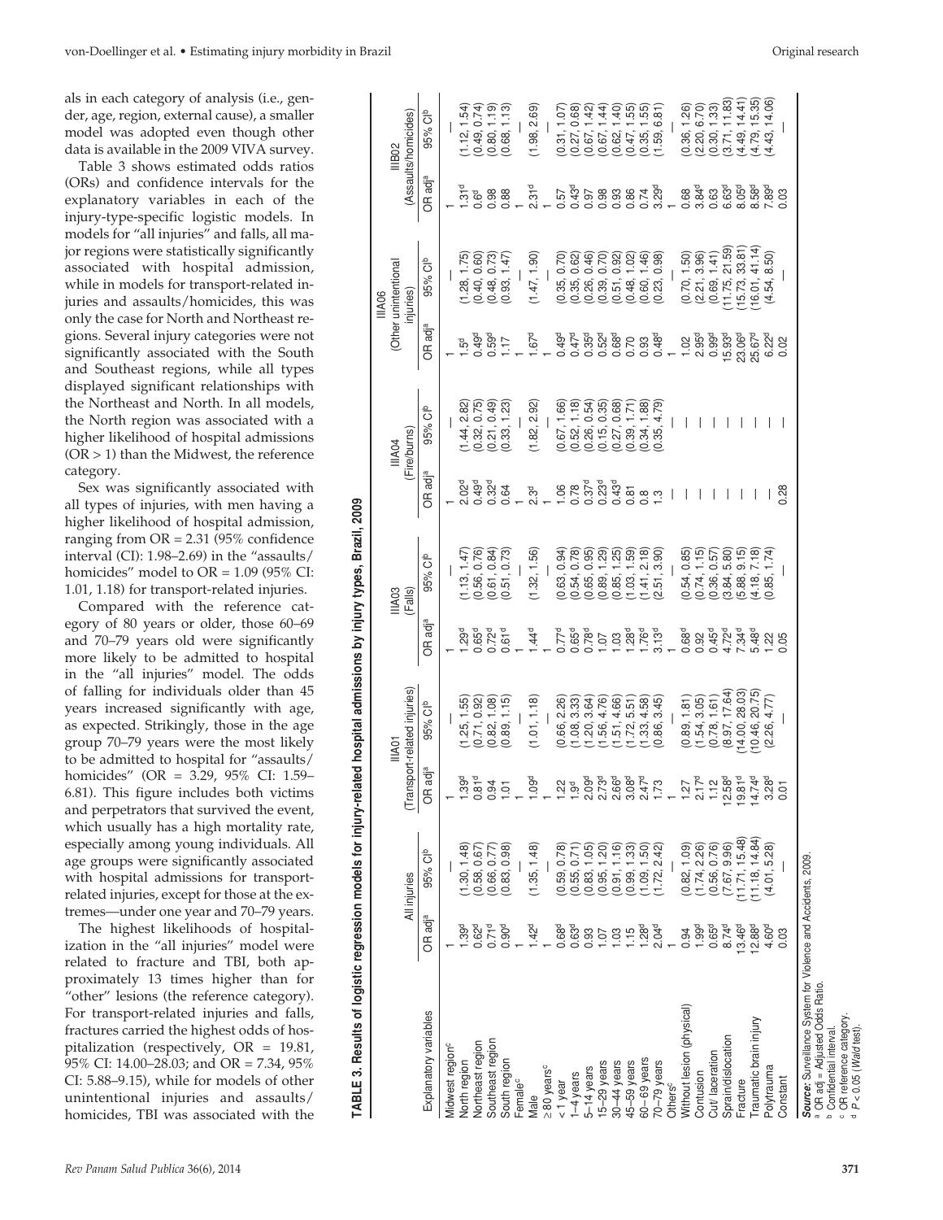als in each category of analysis (i.e., gender, age, region, external cause), a smaller model was adopted even though other data is available in the 2009 VIVA survey.

Table 3 shows estimated odds ratios (ORs) and confidence intervals for the explanatory variables in each of the injury-type-specific logistic models. In models for "all injuries" and falls, all major regions were statistically significantly associated with hospital admission, while in models for transport-related injuries and assaults/homicides, this was only the case for North and Northeast regions. Several injury categories were not significantly associated with the South and Southeast regions, while all types displayed significant relationships with the Northeast and North. In all models, the North region was associated with a higher likelihood of hospital admissions (OR > 1) than the Midwest, the reference category.

Sex was significantly associated with all types of injuries, with men having a higher likelihood of hospital admission, ranging from OR = 2.31 (95% confidence interval (CI): 1.98–2.69) in the "assaults/homicides" model to OR = 1.09 (95% CI: 1.01, 1.18) for transport-related injuries.

Compared with the reference category of 80 years or older, those 60–69 and 70–79 years old were significantly more likely to be admitted to hospital in the "all injuries" model. The odds of falling for individuals older than 45 years increased significantly with age, as expected. Strikingly, those in the age group 70–79 years were the most likely to be admitted to hospital for "assaults/homicides" (OR = 3.29, 95% CI: 1.59–6.81). This figure includes both victims and perpetrators that survived the event, which usually has a high mortality rate, especially among young individuals. All age groups were significantly associated with hospital admissions for transport-related injuries, except for those at the extremes—under one year and 70–79 years.

The highest likelihoods of hospitalization in the "all injuries" model were related to fracture and TBI, both approximately 13 times higher than for "other" lesions (the reference category). For transport-related injuries and falls, fractures carried the highest odds of hospitalization (respectively, OR = 19.81, 95% CI: 14.00–28.03; and OR = 7.34, 95% CI: 5.88–9.15), while for models of other unintentional injuries and assaults/homicides, TBI was associated with the

**TABLE 3. Results of logistic regression models for injury-related hospital admissions by injury types, Brazil, 2009**

| Explanatory variables | All injuries | | IIA01 (Transport-related injuries) | | IIA03 (Falls) | | IIA04 (Fire/burns) | | IIA06 (Other unintentional injuries) | | IIIB02 (Assaults/homicides) | |
|---|---|---|---|---|---|---|---|---|---|---|---|---|
| | OR adj[a] | 95% CI[b] | OR adj[a] | 95% CI[b] | OR adj[a] | 95% CI[b] | OR adj[a] | 95% CI[b] | OR adj[a] | 95% CI[b] | OR adj[a] | 95% CI[b] |
| Midwest region[c] | 1 | — | 1 | — | 1 | — | 1 | — | 1 | — | 1 | — |
| North region | 1.39[d] | (1.30, 1.48) | 1.39[d] | (1.25, 1.55) | 1.29[d] | (1.13, 1.47) | 2.02[d] | (1.44, 2.82) | 1.5[d] | (1.28, 1.75) | 1.31[d] | (1.12, 1.54) |
| Northeast region | 0.62[d] | (0.58, 0.67) | 0.81[d] | (0.71, 0.92) | 0.65[d] | (0.56, 0.76) | 0.49[d] | (0.32, 0.75) | 0.49[d] | (0.40, 0.60) | 0.6[d] | (0.49, 0.74) |
| Southeast region | 0.71[d] | (0.66, 0.77) | 0.94 | (0.82, 1.08) | 0.72[d] | (0.61, 0.84) | 0.32[d] | (0.21, 0.49) | 0.59[d] | (0.48, 0.73) | 0.98 | (0.80, 1.19) |
| South region | 0.90[d] | (0.83, 0.98) | 1.01 | (0.89, 1.15) | 0.61[d] | (0.51, 0.73) | 0.64 | (0.33, 1.23) | 1.17 | (0.93, 1.47) | 0.88 | (0.68, 1.13) |
| Female[c] | 1 | — | 1 | — | 1 | — | 1 | — | 1 | — | 1 | — |
| Male | 1.42[d] | (1.35, 1.48) | 1.09[d] | (1.01, 1.18) | 1.44[d] | (1.32, 1.56) | 2.3[d] | (1.82, 2.92) | 1.67[d] | (1.47, 1.90) | 2.31[d] | (1.98, 2.69) |
| ≥ 80 years[c] | 1 | — | 1 | — | 1 | — | 1 | — | 1 | — | 1 | — |
| < 1 year | 0.68[d] | (0.59, 0.78) | 1.22 | (0.66, 2.26) | 0.77[d] | (0.63, 0.94) | 1.06 | (0.67, 1.66) | 0.49[d] | (0.35, 0.70) | 0.57 | (0.31, 1.07) |
| 1–4 years | 0.63[d] | (0.55, 0.71) | 1.9[d] | (1.08, 3.33) | 0.65[d] | (0.54, 0.78) | 0.78 | (0.52, 1.18) | 0.47[d] | (0.35, 0.62) | 0.43[d] | (0.27, 0.68) |
| 5–14 years | 0.93 | (0.83, 1.05) | 2.09[d] | (1.20, 3.64) | 0.78[d] | (0.65, 0.95) | 0.37[d] | (0.26, 0.54) | 0.35[d] | (0.26, 0.46) | 0.97 | (0.67, 1.42) |
| 15–29 years | 1.07 | (0.95, 1.20) | 2.73[d] | (1.56, 4.76) | 1.07 | (0.89, 1.29) | 0.23[d] | (0.15, 0.35) | 0.52[d] | (0.39, 0.70) | 0.98 | (0.67, 1.44) |
| 30–44 years | 1.03 | (0.91, 1.16) | 2.66[d] | (1.51, 4.66) | 1.03 | (0.85, 1.25) | 0.43[d] | (0.27, 0.68) | 0.68[d] | (0.51, 0.92) | 0.93 | (0.62, 1.40) |
| 45–59 years | 1.15 | (0.99, 1.33) | 3.08[d] | (1.72, 5.51) | 1.28[d] | (1.03, 1.59) | 0.81 | (0.39, 1.71) | 0.70 | (0.48, 1.02) | 0.86 | (0.47, 1.55) |
| 60–69 years | 1.28[d] | (1.09, 1.50) | 2.47[d] | (1.33, 4.58) | 1.76[d] | (1.41, 2.18) | 0.8 | (0.34, 1.88) | 0.93 | (0.60, 1.46) | 0.74 | (0.35, 1.55) |
| 70–79 years | 2.04[d] | (1.72, 2.42) | 1.73 | (0.86, 3.45) | 3.13[d] | (2.51, 3.90) | 1.3 | (0.35, 4.79) | 0.48[d] | (0.23, 0.98) | 3.29[d] | (1.59, 6.81) |
| Others[c] | 1 | — | 1 | — | 1 | — | | | 1 | — | 1 | — |
| Without lesion (physical) | 0.94 | (0.82, 1.09) | 1.27 | (0.89, 1.81) | 0.68[d] | (0.54, 0.85) | — | — | 1.02 | (0.70, 1.50) | 0.68 | (0.36, 1.26) |
| Contusion | 1.99[d] | (1.74, 2.26) | 2.17[d] | (1.54, 3.05) | 0.92 | (0.74, 1.15) | — | — | 2.95[d] | (2.21, 3.96) | 3.84[d] | (2.20, 6.70) |
| Cut/ laceration | 0.65[d] | (0.56, 0.76) | 1.12 | (0.78, 1.61) | 0.45[d] | (0.36, 0.57) | — | — | 0.99[d] | (0.69, 1.41) | 0.63 | (0.30, 1.33) |
| Sprain/dislocation | 8.74[d] | (7.67, 9.96) | 12.58[d] | (8.97, 17.64) | 4.72[d] | (3.84, 5.80) | — | — | 15.93[d] | (11.75, 21.59) | 6.63[d] | (3.71, 11.83) |
| Fracture | 13.46[d] | (11.71, 15.48) | 19.81[d] | (14.00, 28.03) | 7.34[d] | (5.88, 9.15) | — | — | 23.06[d] | (15.73, 33.81) | 8.05[d] | (4.49, 14.41) |
| Traumatic brain injury | 12.88[d] | (11.18, 14.84) | 14.74[d] | (10.46, 20.75) | 5.48[d] | (4.18, 7.18) | — | — | 25.67[d] | (16.01, 41.14) | 8.58[d] | (4.79, 15.35) |
| Polytrauma | 4.60[d] | (4.01, 5.28) | 3.28[d] | (2.26, 4.77) | 1.22 | (0.85, 1.74) | — | — | 6.22[d] | (4.54, 8.50) | 7.89[d] | (4.43, 14.06) |
| Constant | 0.03 | — | 0.01 | — | 0.05 | — | 0.28 | — | 0.02 | — | 0.03 | — |

***Source:*** Surveillance System for Violence and Accidents, 2009.
[a] OR adj = Adjusted Odds Ratio.
[b] Confidential interval.
[c] OR reference category.
[d] $P < 0.05$ (*Wald* test).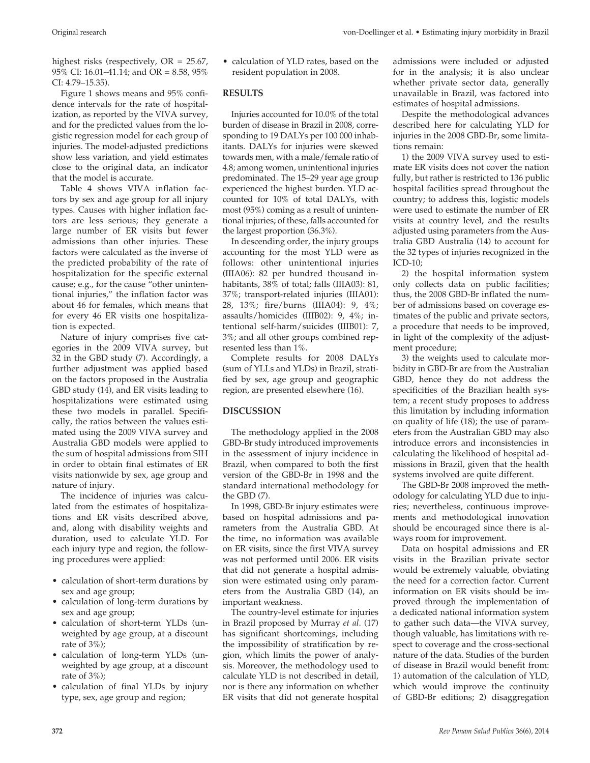highest risks (respectively, OR = 25.67, 95% CI: 16.01–41.14; and OR = 8.58, 95% CI: 4.79–15.35).

Figure 1 shows means and 95% confidence intervals for the rate of hospitalization, as reported by the VIVA survey, and for the predicted values from the logistic regression model for each group of injuries. The model-adjusted predictions show less variation, and yield estimates close to the original data, an indicator that the model is accurate.

Table 4 shows VIVA inflation factors by sex and age group for all injury types. Causes with higher inflation factors are less serious; they generate a large number of ER visits but fewer admissions than other injuries. These factors were calculated as the inverse of the predicted probability of the rate of hospitalization for the specific external cause; e.g., for the cause "other unintentional injuries," the inflation factor was about 46 for females, which means that for every 46 ER visits one hospitalization is expected.

Nature of injury comprises five categories in the 2009 VIVA survey, but 32 in the GBD study (7). Accordingly, a further adjustment was applied based on the factors proposed in the Australia GBD study (14), and ER visits leading to hospitalizations were estimated using these two models in parallel. Specifically, the ratios between the values estimated using the 2009 VIVA survey and Australia GBD models were applied to the sum of hospital admissions from SIH in order to obtain final estimates of ER visits nationwide by sex, age group and nature of injury.

The incidence of injuries was calculated from the estimates of hospitalizations and ER visits described above, and, along with disability weights and duration, used to calculate YLD. For each injury type and region, the following procedures were applied:

- calculation of short-term durations by sex and age group;
- calculation of long-term durations by sex and age group;
- calculation of short-term YLDs (unweighted by age group, at a discount rate of 3%);
- calculation of long-term YLDs (unweighted by age group, at a discount rate of 3%);
- calculation of final YLDs by injury type, sex, age group and region;
- calculation of YLD rates, based on the resident population in 2008.

## RESULTS

Injuries accounted for 10.0% of the total burden of disease in Brazil in 2008, corresponding to 19 DALYs per 100 000 inhabitants. DALYs for injuries were skewed towards men, with a male/female ratio of 4.8; among women, unintentional injuries predominated. The 15–29 year age group experienced the highest burden. YLD accounted for 10% of total DALYs, with most (95%) coming as a result of unintentional injuries; of these, falls accounted for the largest proportion (36.3%).

In descending order, the injury groups accounting for the most YLD were as follows: other unintentional injuries (IIIA06): 82 per hundred thousand inhabitants, 38% of total; falls (IIIA03): 81, 37%; transport-related injuries (IIIA01): 28, 13%; fire/burns (IIIA04): 9, 4%; assaults/homicides (IIIB02): 9, 4%; intentional self-harm/suicides (IIIB01): 7, 3%; and all other groups combined represented less than 1%.

Complete results for 2008 DALYs (sum of YLLs and YLDs) in Brazil, stratified by sex, age group and geographic region, are presented elsewhere (16).

## DISCUSSION

The methodology applied in the 2008 GBD-Br study introduced improvements in the assessment of injury incidence in Brazil, when compared to both the first version of the GBD-Br in 1998 and the standard international methodology for the GBD (7).

In 1998, GBD-Br injury estimates were based on hospital admissions and parameters from the Australia GBD. At the time, no information was available on ER visits, since the first VIVA survey was not performed until 2006. ER visits that did not generate a hospital admission were estimated using only parameters from the Australia GBD (14), an important weakness.

The country-level estimate for injuries in Brazil proposed by Murray *et al*. (17) has significant shortcomings, including the impossibility of stratification by region, which limits the power of analysis. Moreover, the methodology used to calculate YLD is not described in detail, nor is there any information on whether ER visits that did not generate hospital admissions were included or adjusted for in the analysis; it is also unclear whether private sector data, generally unavailable in Brazil, was factored into estimates of hospital admissions.

Despite the methodological advances described here for calculating YLD for injuries in the 2008 GBD-Br, some limitations remain:

1) the 2009 VIVA survey used to estimate ER visits does not cover the nation fully, but rather is restricted to 136 public hospital facilities spread throughout the country; to address this, logistic models were used to estimate the number of ER visits at country level, and the results adjusted using parameters from the Australia GBD Australia (14) to account for the 32 types of injuries recognized in the ICD-10;

2) the hospital information system only collects data on public facilities; thus, the 2008 GBD-Br inflated the number of admissions based on coverage estimates of the public and private sectors, a procedure that needs to be improved, in light of the complexity of the adjustment procedure;

3) the weights used to calculate morbidity in GBD-Br are from the Australian GBD, hence they do not address the specificities of the Brazilian health system; a recent study proposes to address this limitation by including information on quality of life (18); the use of parameters from the Australian GBD may also introduce errors and inconsistencies in calculating the likelihood of hospital admissions in Brazil, given that the health systems involved are quite different.

The GBD-Br 2008 improved the methodology for calculating YLD due to injuries; nevertheless, continuous improvements and methodological innovation should be encouraged since there is always room for improvement.

Data on hospital admissions and ER visits in the Brazilian private sector would be extremely valuable, obviating the need for a correction factor. Current information on ER visits should be improved through the implementation of a dedicated national information system to gather such data—the VIVA survey, though valuable, has limitations with respect to coverage and the cross-sectional nature of the data. Studies of the burden of disease in Brazil would benefit from: 1) automation of the calculation of YLD, which would improve the continuity of GBD-Br editions; 2) disaggregation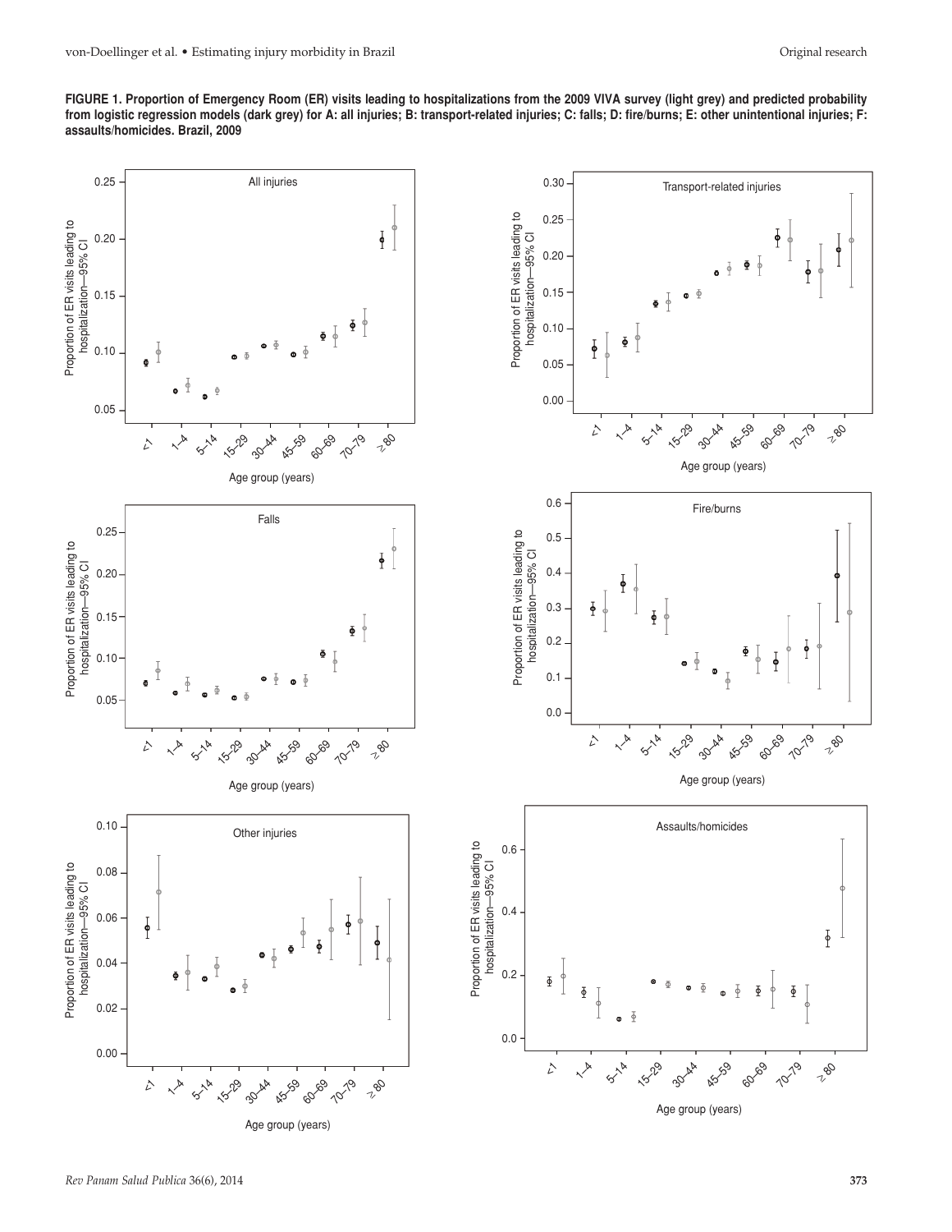**FIGURE 1. Proportion of Emergency Room (ER) visits leading to hospitalizations from the 2009 VIVA survey (light grey) and predicted probability from logistic regression models (dark grey) for A: all injuries; B: transport-related injuries; C: falls; D: fire/burns; E: other unintentional injuries; F: assaults/homicides. Brazil, 2009**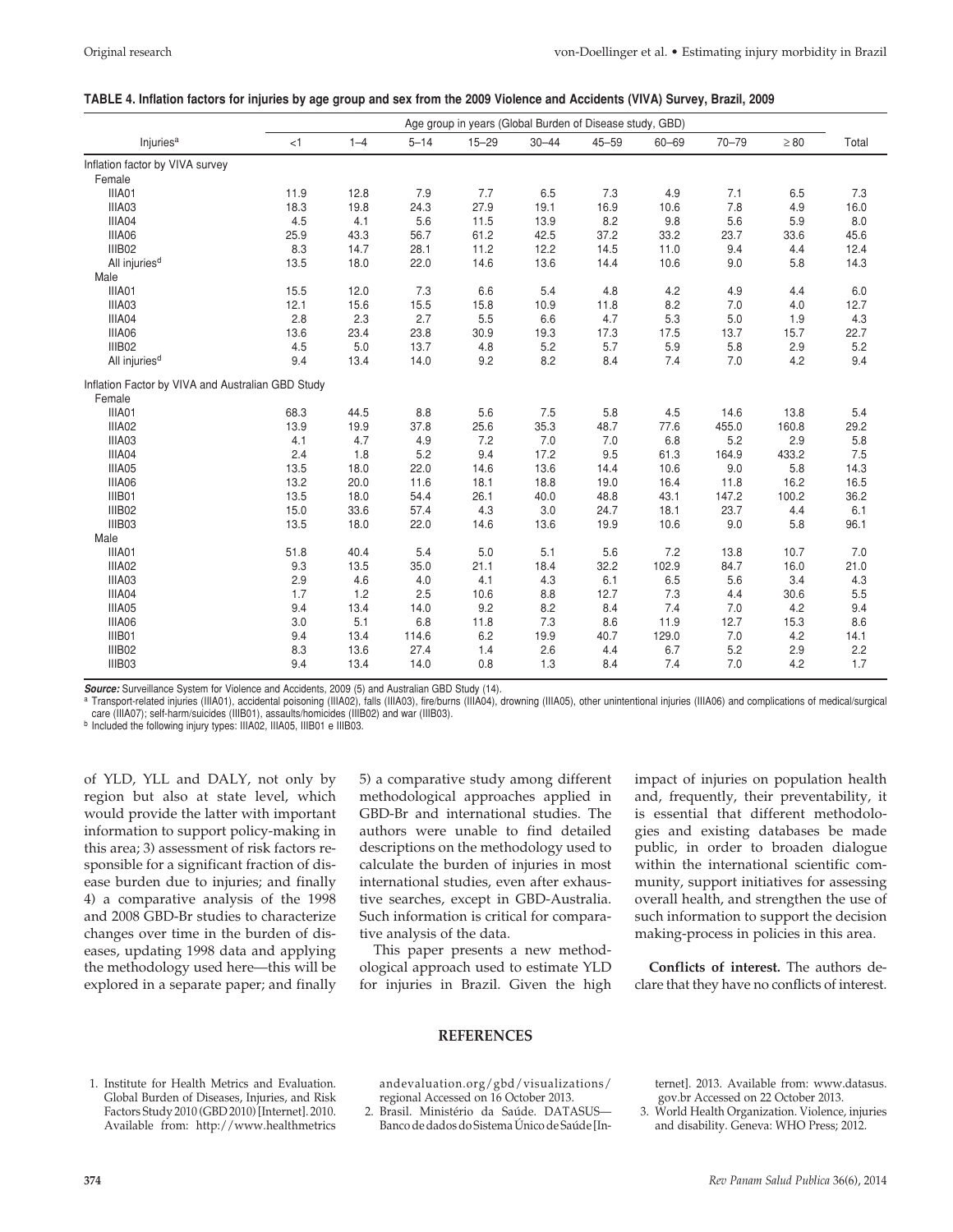**TABLE 4. Inflation factors for injuries by age group and sex from the 2009 Violence and Accidents (VIVA) Survey, Brazil, 2009**

| Injuries[a] | Age group in years (Global Burden of Disease study, GBD) | | | | | | | | | Total |
|---|---|---|---|---|---|---|---|---|---|---|
| | <1 | 1–4 | 5–14 | 15–29 | 30–44 | 45–59 | 60–69 | 70–79 | ≥ 80 | |
| Inflation factor by VIVA survey | | | | | | | | | | |
| Female | | | | | | | | | | |
| IIIA01 | 11.9 | 12.8 | 7.9 | 7.7 | 6.5 | 7.3 | 4.9 | 7.1 | 6.5 | 7.3 |
| IIIA03 | 18.3 | 19.8 | 24.3 | 27.9 | 19.1 | 16.9 | 10.6 | 7.8 | 4.9 | 16.0 |
| IIIA04 | 4.5 | 4.1 | 5.6 | 11.5 | 13.9 | 8.2 | 9.8 | 5.6 | 5.9 | 8.0 |
| IIIA06 | 25.9 | 43.3 | 56.7 | 61.2 | 42.5 | 37.2 | 33.2 | 23.7 | 33.6 | 45.6 |
| IIIB02 | 8.3 | 14.7 | 28.1 | 11.2 | 12.2 | 14.5 | 11.0 | 9.4 | 4.4 | 12.4 |
| All injuries[d] | 13.5 | 18.0 | 22.0 | 14.6 | 13.6 | 14.4 | 10.6 | 9.0 | 5.8 | 14.3 |
| Male | | | | | | | | | | |
| IIIA01 | 15.5 | 12.0 | 7.3 | 6.6 | 5.4 | 4.8 | 4.2 | 4.9 | 4.4 | 6.0 |
| IIIA03 | 12.1 | 15.6 | 15.5 | 15.8 | 10.9 | 11.8 | 8.2 | 7.0 | 4.0 | 12.7 |
| IIIA04 | 2.8 | 2.3 | 2.7 | 5.5 | 6.6 | 4.7 | 5.3 | 5.0 | 1.9 | 4.3 |
| IIIA06 | 13.6 | 23.4 | 23.8 | 30.9 | 19.3 | 17.3 | 17.5 | 13.7 | 15.7 | 22.7 |
| IIIB02 | 4.5 | 5.0 | 13.7 | 4.8 | 5.2 | 5.7 | 5.9 | 5.8 | 2.9 | 5.2 |
| All injuries[d] | 9.4 | 13.4 | 14.0 | 9.2 | 8.2 | 8.4 | 7.4 | 7.0 | 4.2 | 9.4 |
| Inflation Factor by VIVA and Australian GBD Study | | | | | | | | | | |
| Female | | | | | | | | | | |
| IIIA01 | 68.3 | 44.5 | 8.8 | 5.6 | 7.5 | 5.8 | 4.5 | 14.6 | 13.8 | 5.4 |
| IIIA02 | 13.9 | 19.9 | 37.8 | 25.6 | 35.3 | 48.7 | 77.6 | 455.0 | 160.8 | 29.2 |
| IIIA03 | 4.1 | 4.7 | 4.9 | 7.2 | 7.0 | 7.0 | 6.8 | 5.2 | 2.9 | 5.8 |
| IIIA04 | 2.4 | 1.8 | 5.2 | 9.4 | 17.2 | 9.5 | 61.3 | 164.9 | 433.2 | 7.5 |
| IIIA05 | 13.5 | 18.0 | 22.0 | 14.6 | 13.6 | 14.4 | 10.6 | 9.0 | 5.8 | 14.3 |
| IIIA06 | 13.2 | 20.0 | 11.6 | 18.1 | 18.8 | 19.0 | 16.4 | 11.8 | 16.2 | 16.5 |
| IIIB01 | 13.5 | 18.0 | 54.4 | 26.1 | 40.0 | 48.8 | 43.1 | 147.2 | 100.2 | 36.2 |
| IIIB02 | 15.0 | 33.6 | 57.4 | 4.3 | 3.0 | 24.7 | 18.1 | 23.7 | 4.4 | 6.1 |
| IIIB03 | 13.5 | 18.0 | 22.0 | 14.6 | 13.6 | 19.9 | 10.6 | 9.0 | 5.8 | 96.1 |
| Male | | | | | | | | | | |
| IIIA01 | 51.8 | 40.4 | 5.4 | 5.0 | 5.1 | 5.6 | 7.2 | 13.8 | 10.7 | 7.0 |
| IIIA02 | 9.3 | 13.5 | 35.0 | 21.1 | 18.4 | 32.2 | 102.9 | 84.7 | 16.0 | 21.0 |
| IIIA03 | 2.9 | 4.6 | 4.0 | 4.1 | 4.3 | 6.1 | 6.5 | 5.6 | 3.4 | 4.3 |
| IIIA04 | 1.7 | 1.2 | 2.5 | 10.6 | 8.8 | 12.7 | 7.3 | 4.4 | 30.6 | 5.5 |
| IIIA05 | 9.4 | 13.4 | 14.0 | 9.2 | 8.2 | 8.4 | 7.4 | 7.0 | 4.2 | 9.4 |
| IIIA06 | 3.0 | 5.1 | 6.8 | 11.8 | 7.3 | 8.6 | 11.9 | 12.7 | 15.3 | 8.6 |
| IIIB01 | 9.4 | 13.4 | 114.6 | 6.2 | 19.9 | 40.7 | 129.0 | 7.0 | 4.2 | 14.1 |
| IIIB02 | 8.3 | 13.6 | 27.4 | 1.4 | 2.6 | 4.4 | 6.7 | 5.2 | 2.9 | 2.2 |
| IIIB03 | 9.4 | 13.4 | 14.0 | 0.8 | 1.3 | 8.4 | 7.4 | 7.0 | 4.2 | 1.7 |

***Source:*** Surveillance System for Violence and Accidents, 2009 (5) and Australian GBD Study (14).

[a] Transport-related injuries (IIIA01), accidental poisoning (IIIA02), falls (IIIA03), fire/burns (IIIA04), drowning (IIIA05), other unintentional injuries (IIIA06) and complications of medical/surgical care (IIIA07); self-harm/suicides (IIIB01), assaults/homicides (IIIB02) and war (IIIB03).

[b] Included the following injury types: IIIA02, IIIA05, IIIB01 e IIIB03.

of YLD, YLL and DALY, not only by region but also at state level, which would provide the latter with important information to support policy-making in this area; 3) assessment of risk factors responsible for a significant fraction of disease burden due to injuries; and finally 4) a comparative analysis of the 1998 and 2008 GBD-Br studies to characterize changes over time in the burden of diseases, updating 1998 data and applying the methodology used here—this will be explored in a separate paper; and finally 5) a comparative study among different methodological approaches applied in GBD-Br and international studies. The authors were unable to find detailed descriptions on the methodology used to calculate the burden of injuries in most international studies, even after exhaustive searches, except in GBD-Australia. Such information is critical for comparative analysis of the data.

This paper presents a new methodological approach used to estimate YLD for injuries in Brazil. Given the high impact of injuries on population health and, frequently, their preventability, it is essential that different methodologies and existing databases be made public, in order to broaden dialogue within the international scientific community, support initiatives for assessing overall health, and strengthen the use of such information to support the decision making-process in policies in this area.

**Conflicts of interest.** The authors declare that they have no conflicts of interest.

## REFERENCES

1. Institute for Health Metrics and Evaluation. Global Burden of Diseases, Injuries, and Risk Factors Study 2010 (GBD 2010) [Internet]. 2010. Available from: http://www.healthmetricsandevaluation.org/gbd/visualizations/regional Accessed on 16 October 2013.
2. Brasil. Ministério da Saúde. DATASUS—Banco de dados do Sistema Único de Saúde [Internet]. 2013. Available from: www.datasus.gov.br Accessed on 22 October 2013.
3. World Health Organization. Violence, injuries and disability. Geneva: WHO Press; 2012.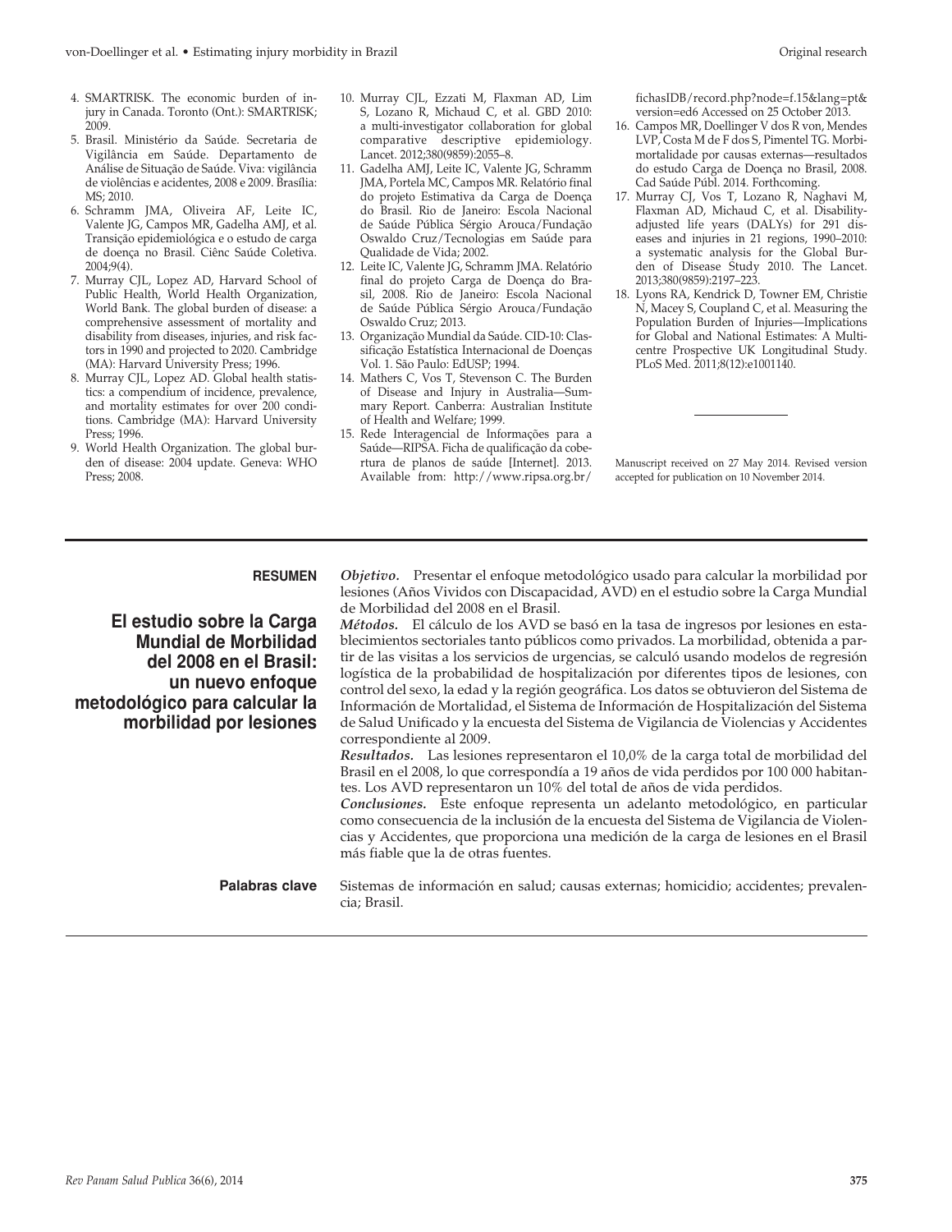4. SMARTRISK. The economic burden of injury in Canada. Toronto (Ont.): SMARTRISK; 2009.
5. Brasil. Ministério da Saúde. Secretaria de Vigilância em Saúde. Departamento de Análise de Situação de Saúde. Viva: vigilância de violências e acidentes, 2008 e 2009. Brasília: MS; 2010.
6. Schramm JMA, Oliveira AF, Leite IC, Valente JG, Campos MR, Gadelha AMJ, et al. Transição epidemiológica e o estudo de carga de doença no Brasil. Ciênc Saúde Coletiva. 2004;9(4).
7. Murray CJL, Lopez AD, Harvard School of Public Health, World Health Organization, World Bank. The global burden of disease: a comprehensive assessment of mortality and disability from diseases, injuries, and risk factors in 1990 and projected to 2020. Cambridge (MA): Harvard University Press; 1996.
8. Murray CJL, Lopez AD. Global health statistics: a compendium of incidence, prevalence, and mortality estimates for over 200 conditions. Cambridge (MA): Harvard University Press; 1996.
9. World Health Organization. The global burden of disease: 2004 update. Geneva: WHO Press; 2008.
10. Murray CJL, Ezzati M, Flaxman AD, Lim S, Lozano R, Michaud C, et al. GBD 2010: a multi-investigator collaboration for global comparative descriptive epidemiology. Lancet. 2012;380(9859):2055–8.
11. Gadelha AMJ, Leite IC, Valente JG, Schramm JMA, Portela MC, Campos MR. Relatório final do projeto Estimativa da Carga de Doença do Brasil. Rio de Janeiro: Escola Nacional de Saúde Pública Sérgio Arouca/Fundação Oswaldo Cruz/Tecnologias em Saúde para Qualidade de Vida; 2002.
12. Leite IC, Valente JG, Schramm JMA. Relatório final do projeto Carga de Doença do Brasil, 2008. Rio de Janeiro: Escola Nacional de Saúde Pública Sérgio Arouca/Fundação Oswaldo Cruz; 2013.
13. Organização Mundial da Saúde. CID-10: Classificação Estatística Internacional de Doenças Vol. 1. São Paulo: EdUSP; 1994.
14. Mathers C, Vos T, Stevenson C. The Burden of Disease and Injury in Australia—Summary Report. Canberra: Australian Institute of Health and Welfare; 1999.
15. Rede Interagencial de Informações para a Saúde—RIPSA. Ficha de qualificação da cobertura de planos de saúde [Internet]. 2013. Available from: http://www.ripsa.org.br/fichasIDB/record.php?node=f.15&lang=pt&version=ed6 Accessed on 25 October 2013.
16. Campos MR, Doellinger V dos R von, Mendes LVP, Costa M de F dos S, Pimentel TG. Morbimortalidade por causas externas—resultados do estudo Carga de Doença no Brasil, 2008. Cad Saúde Públ. 2014. Forthcoming.
17. Murray CJ, Vos T, Lozano R, Naghavi M, Flaxman AD, Michaud C, et al. Disability-adjusted life years (DALYs) for 291 diseases and injuries in 21 regions, 1990–2010: a systematic analysis for the Global Burden of Disease Study 2010. The Lancet. 2013;380(9859):2197–223.
18. Lyons RA, Kendrick D, Towner EM, Christie N, Macey S, Coupland C, et al. Measuring the Population Burden of Injuries—Implications for Global and National Estimates: A Multicentre Prospective UK Longitudinal Study. PLoS Med. 2011;8(12):e1001140.

Manuscript received on 27 May 2014. Revised version accepted for publication on 10 November 2014.

## RESUMEN

### El estudio sobre la Carga Mundial de Morbilidad del 2008 en el Brasil: un nuevo enfoque metodológico para calcular la morbilidad por lesiones

***Objetivo.*** Presentar el enfoque metodológico usado para calcular la morbilidad por lesiones (Años Vividos con Discapacidad, AVD) en el estudio sobre la Carga Mundial de Morbilidad del 2008 en el Brasil.

***Métodos.*** El cálculo de los AVD se basó en la tasa de ingresos por lesiones en establecimientos sectoriales tanto públicos como privados. La morbilidad, obtenida a partir de las visitas a los servicios de urgencias, se calculó usando modelos de regresión logística de la probabilidad de hospitalización por diferentes tipos de lesiones, con control del sexo, la edad y la región geográfica. Los datos se obtuvieron del Sistema de Información de Mortalidad, el Sistema de Información de Hospitalización del Sistema de Salud Unificado y la encuesta del Sistema de Vigilancia de Violencias y Accidentes correspondiente al 2009.

***Resultados.*** Las lesiones representaron el 10,0% de la carga total de morbilidad del Brasil en el 2008, lo que correspondía a 19 años de vida perdidos por 100 000 habitantes. Los AVD representaron un 10% del total de años de vida perdidos.

***Conclusiones.*** Este enfoque representa un adelanto metodológico, en particular como consecuencia de la inclusión de la encuesta del Sistema de Vigilancia de Violencias y Accidentes, que proporciona una medición de la carga de lesiones en el Brasil más fiable que la de otras fuentes.

**Palabras clave** Sistemas de información en salud; causas externas; homicidio; accidentes; prevalencia; Brasil.